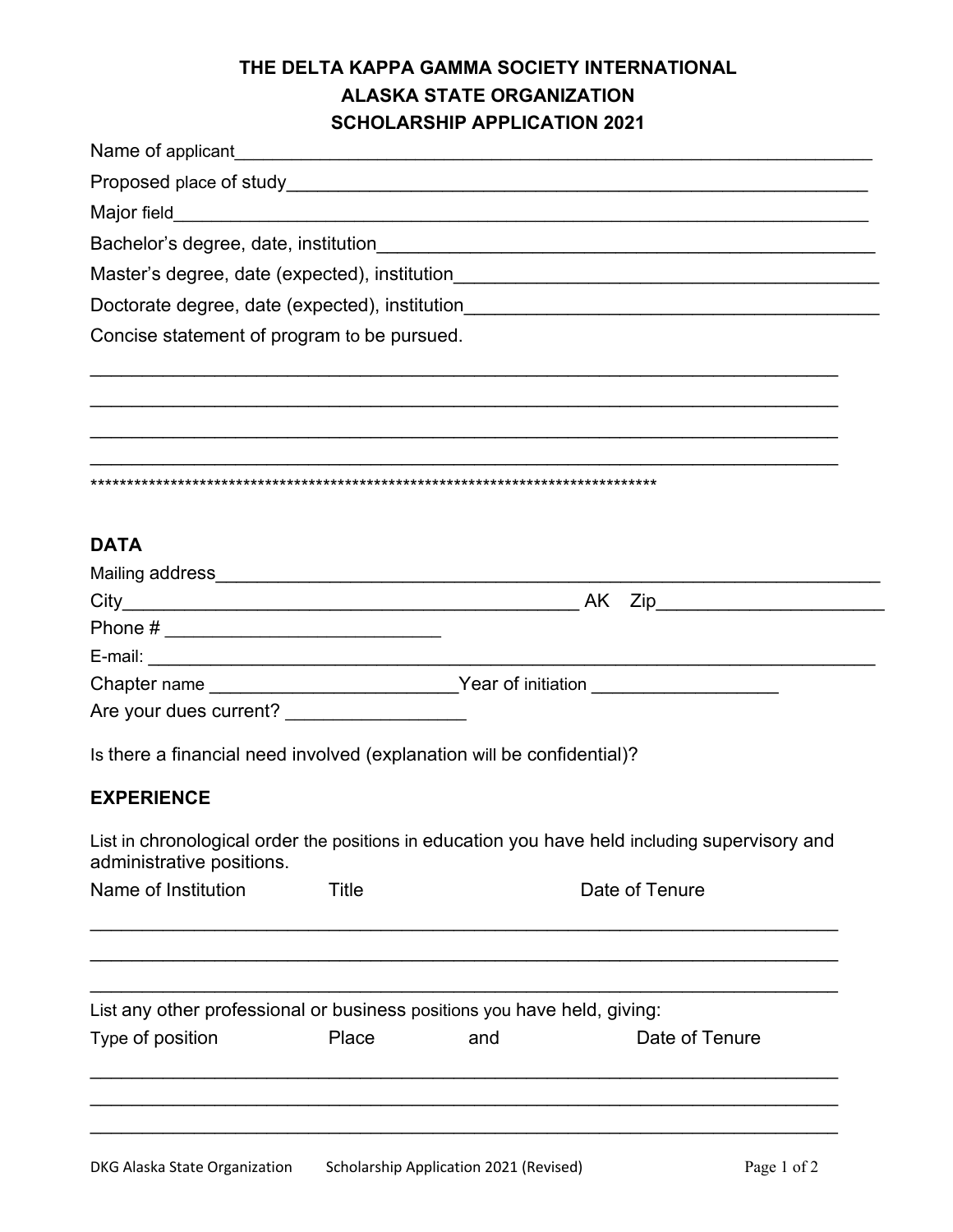**THE DELTA KAPPA GAMMA SOCIETY INTERNATIONAL**
**ALASKA STATE ORGANIZATION**
**SCHOLARSHIP APPLICATION 2021**

Name of applicant_______________________________________________________________

Proposed place of study__________________________________________________________

Major field_____________________________________________________________________

Bachelor's degree, date, institution_______________________________________________

Master's degree, date (expected), institution_______________________________________

Doctorate degree, date (expected), institution______________________________________

Concise statement of program to be pursued.

___________________________________________________________________________

___________________________________________________________________________

___________________________________________________________________________

___________________________________________________________________________

********************************************************************************

**DATA**

Mailing address_________________________________________________________________

City_____________________________________________ AK Zip______________________

Phone # __________________________

E-mail: ________________________________________________________________________

Chapter name ________________________Year of initiation __________________

Are your dues current? _________________

Is there a financial need involved (explanation will be confidential)?

**EXPERIENCE**

List in chronological order the positions in education you have held including supervisory and administrative positions.

Name of Institution Title Date of Tenure

___________________________________________________________________________

___________________________________________________________________________

___________________________________________________________________________

List any other professional or business positions you have held, giving:

Type of position Place and Date of Tenure

___________________________________________________________________________

___________________________________________________________________________

___________________________________________________________________________

DKG Alaska State Organization Scholarship Application 2021 (Revised)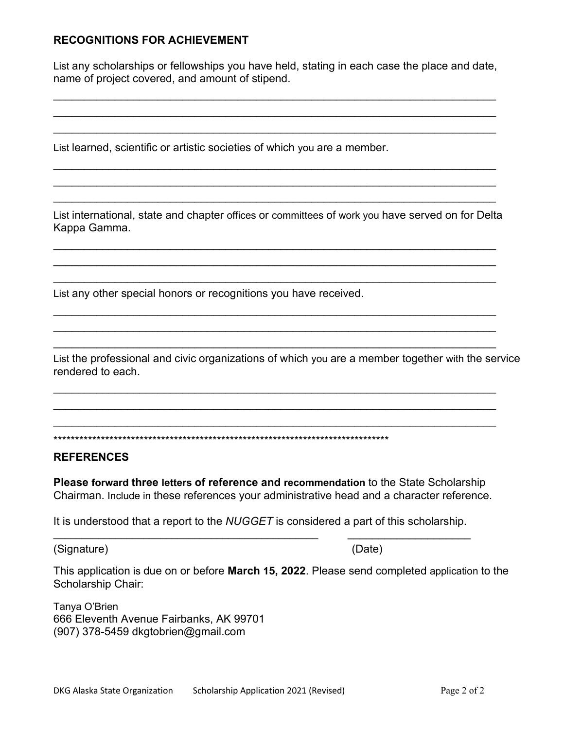## RECOGNITIONS FOR ACHIEVEMENT

List any scholarships or fellowships you have held, stating in each case the place and date, name of project covered, and amount of stipend.

\_\_\_\_\_\_\_\_\_\_\_\_\_\_\_\_\_\_\_\_\_\_\_\_\_\_\_\_\_\_\_\_\_\_\_\_\_\_\_\_\_\_\_\_\_\_\_\_\_\_\_\_\_\_\_\_\_\_\_\_\_\_\_\_\_\_\_\_\_\_\_\_
\_\_\_\_\_\_\_\_\_\_\_\_\_\_\_\_\_\_\_\_\_\_\_\_\_\_\_\_\_\_\_\_\_\_\_\_\_\_\_\_\_\_\_\_\_\_\_\_\_\_\_\_\_\_\_\_\_\_\_\_\_\_\_\_\_\_\_\_\_\_\_\_
\_\_\_\_\_\_\_\_\_\_\_\_\_\_\_\_\_\_\_\_\_\_\_\_\_\_\_\_\_\_\_\_\_\_\_\_\_\_\_\_\_\_\_\_\_\_\_\_\_\_\_\_\_\_\_\_\_\_\_\_\_\_\_\_\_\_\_\_\_\_\_\_

List learned, scientific or artistic societies of which you are a member.

\_\_\_\_\_\_\_\_\_\_\_\_\_\_\_\_\_\_\_\_\_\_\_\_\_\_\_\_\_\_\_\_\_\_\_\_\_\_\_\_\_\_\_\_\_\_\_\_\_\_\_\_\_\_\_\_\_\_\_\_\_\_\_\_\_\_\_\_\_\_\_\_
\_\_\_\_\_\_\_\_\_\_\_\_\_\_\_\_\_\_\_\_\_\_\_\_\_\_\_\_\_\_\_\_\_\_\_\_\_\_\_\_\_\_\_\_\_\_\_\_\_\_\_\_\_\_\_\_\_\_\_\_\_\_\_\_\_\_\_\_\_\_\_\_
\_\_\_\_\_\_\_\_\_\_\_\_\_\_\_\_\_\_\_\_\_\_\_\_\_\_\_\_\_\_\_\_\_\_\_\_\_\_\_\_\_\_\_\_\_\_\_\_\_\_\_\_\_\_\_\_\_\_\_\_\_\_\_\_\_\_\_\_\_\_\_\_

List international, state and chapter offices or committees of work you have served on for Delta Kappa Gamma.

\_\_\_\_\_\_\_\_\_\_\_\_\_\_\_\_\_\_\_\_\_\_\_\_\_\_\_\_\_\_\_\_\_\_\_\_\_\_\_\_\_\_\_\_\_\_\_\_\_\_\_\_\_\_\_\_\_\_\_\_\_\_\_\_\_\_\_\_\_\_\_\_
\_\_\_\_\_\_\_\_\_\_\_\_\_\_\_\_\_\_\_\_\_\_\_\_\_\_\_\_\_\_\_\_\_\_\_\_\_\_\_\_\_\_\_\_\_\_\_\_\_\_\_\_\_\_\_\_\_\_\_\_\_\_\_\_\_\_\_\_\_\_\_\_
\_\_\_\_\_\_\_\_\_\_\_\_\_\_\_\_\_\_\_\_\_\_\_\_\_\_\_\_\_\_\_\_\_\_\_\_\_\_\_\_\_\_\_\_\_\_\_\_\_\_\_\_\_\_\_\_\_\_\_\_\_\_\_\_\_\_\_\_\_\_\_\_

List any other special honors or recognitions you have received.

\_\_\_\_\_\_\_\_\_\_\_\_\_\_\_\_\_\_\_\_\_\_\_\_\_\_\_\_\_\_\_\_\_\_\_\_\_\_\_\_\_\_\_\_\_\_\_\_\_\_\_\_\_\_\_\_\_\_\_\_\_\_\_\_\_\_\_\_\_\_\_\_
\_\_\_\_\_\_\_\_\_\_\_\_\_\_\_\_\_\_\_\_\_\_\_\_\_\_\_\_\_\_\_\_\_\_\_\_\_\_\_\_\_\_\_\_\_\_\_\_\_\_\_\_\_\_\_\_\_\_\_\_\_\_\_\_\_\_\_\_\_\_\_\_
\_\_\_\_\_\_\_\_\_\_\_\_\_\_\_\_\_\_\_\_\_\_\_\_\_\_\_\_\_\_\_\_\_\_\_\_\_\_\_\_\_\_\_\_\_\_\_\_\_\_\_\_\_\_\_\_\_\_\_\_\_\_\_\_\_\_\_\_\_\_\_\_

List the professional and civic organizations of which you are a member together with the service rendered to each.

\_\_\_\_\_\_\_\_\_\_\_\_\_\_\_\_\_\_\_\_\_\_\_\_\_\_\_\_\_\_\_\_\_\_\_\_\_\_\_\_\_\_\_\_\_\_\_\_\_\_\_\_\_\_\_\_\_\_\_\_\_\_\_\_\_\_\_\_\_\_\_\_
\_\_\_\_\_\_\_\_\_\_\_\_\_\_\_\_\_\_\_\_\_\_\_\_\_\_\_\_\_\_\_\_\_\_\_\_\_\_\_\_\_\_\_\_\_\_\_\_\_\_\_\_\_\_\_\_\_\_\_\_\_\_\_\_\_\_\_\_\_\_\_\_
\_\_\_\_\_\_\_\_\_\_\_\_\_\_\_\_\_\_\_\_\_\_\_\_\_\_\_\_\_\_\_\_\_\_\_\_\_\_\_\_\_\_\_\_\_\_\_\_\_\_\_\_\_\_\_\_\_\_\_\_\_\_\_\_\_\_\_\_\_\_\_\_

********************************************************************************

## REFERENCES

**Please forward three letters of reference and recommendation** to the State Scholarship Chairman. Include in these references your administrative head and a character reference.

It is understood that a report to the *NUGGET* is considered a part of this scholarship.

\_\_\_\_\_\_\_\_\_\_\_\_\_\_\_\_\_\_\_\_\_\_\_\_\_\_\_\_\_\_\_\_\_\_\_\_\_\_\_\_\_\_\_ \_\_\_\_\_\_\_\_\_\_\_\_\_\_\_\_\_\_\_\_

(Signature) (Date)

This application is due on or before **March 15, 2022**. Please send completed application to the Scholarship Chair:

Tanya O'Brien
666 Eleventh Avenue Fairbanks, AK 99701
(907) 378-5459 dkgtobrien@gmail.com